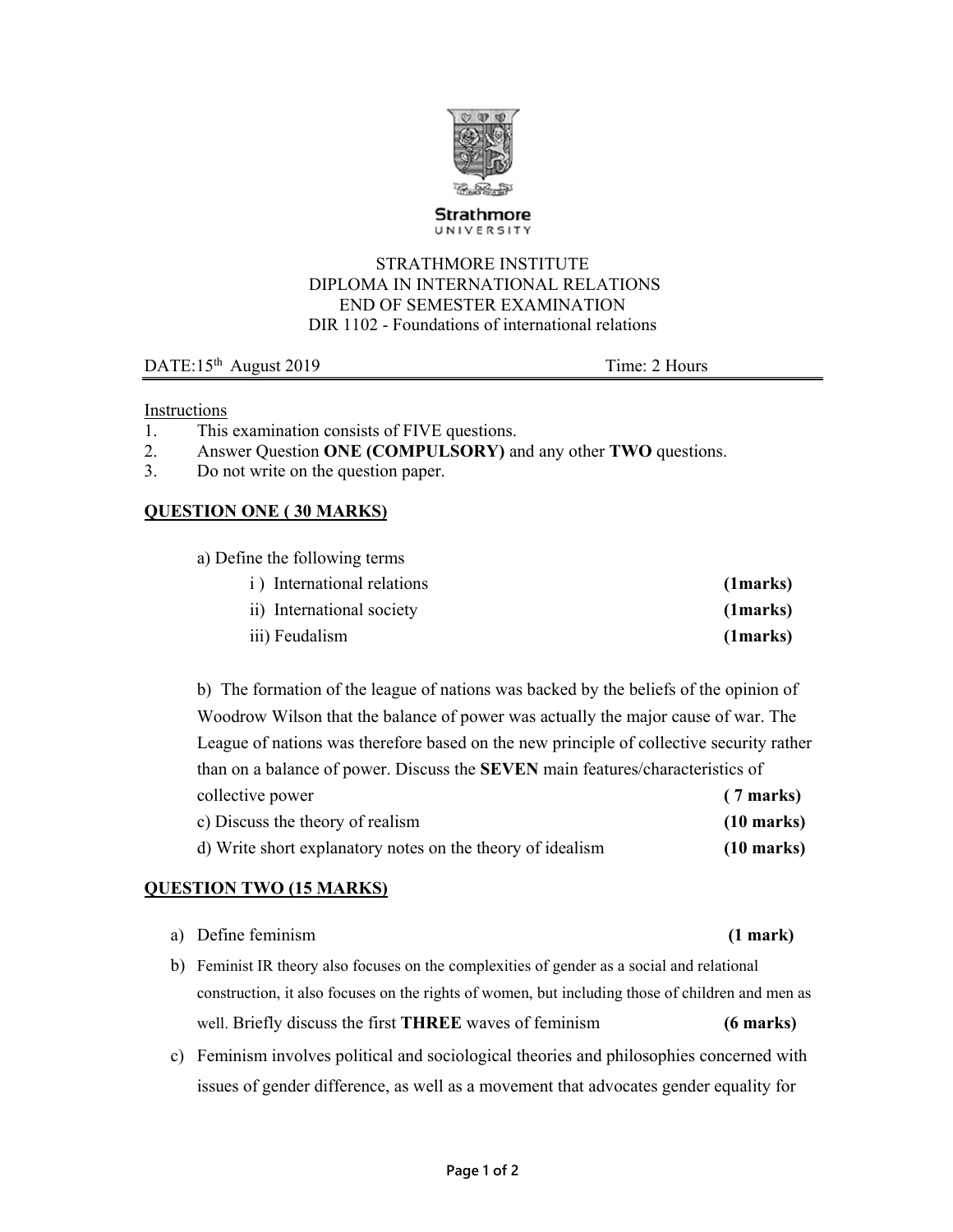STRATHMORE INSTITUTE
DIPLOMA IN INTERNATIONAL RELATIONS
END OF SEMESTER EXAMINATION
DIR 1102 - Foundations of international relations

DATE:15th August 2019 Time: 2 Hours

Instructions

1. This examination consists of FIVE questions.
2. Answer Question **ONE (COMPULSORY)** and any other **TWO** questions.
3. Do not write on the question paper.

## QUESTION ONE ( 30 MARKS)

a) Define the following terms

- i ) International relations **(1marks)**
- ii) International society **(1marks)**
- iii) Feudalism **(1marks)**

b) The formation of the league of nations was backed by the beliefs of the opinion of Woodrow Wilson that the balance of power was actually the major cause of war. The League of nations was therefore based on the new principle of collective security rather than on a balance of power. Discuss the **SEVEN** main features/characteristics of collective power **( 7 marks)**

c) Discuss the theory of realism **(10 marks)**

d) Write short explanatory notes on the theory of idealism **(10 marks)**

## QUESTION TWO (15 MARKS)

a) Define feminism **(1 mark)**

b) Feminist IR theory also focuses on the complexities of gender as a social and relational construction, it also focuses on the rights of women, but including those of children and men as well. Briefly discuss the first **THREE** waves of feminism **(6 marks)**

c) Feminism involves political and sociological theories and philosophies concerned with issues of gender difference, as well as a movement that advocates gender equality for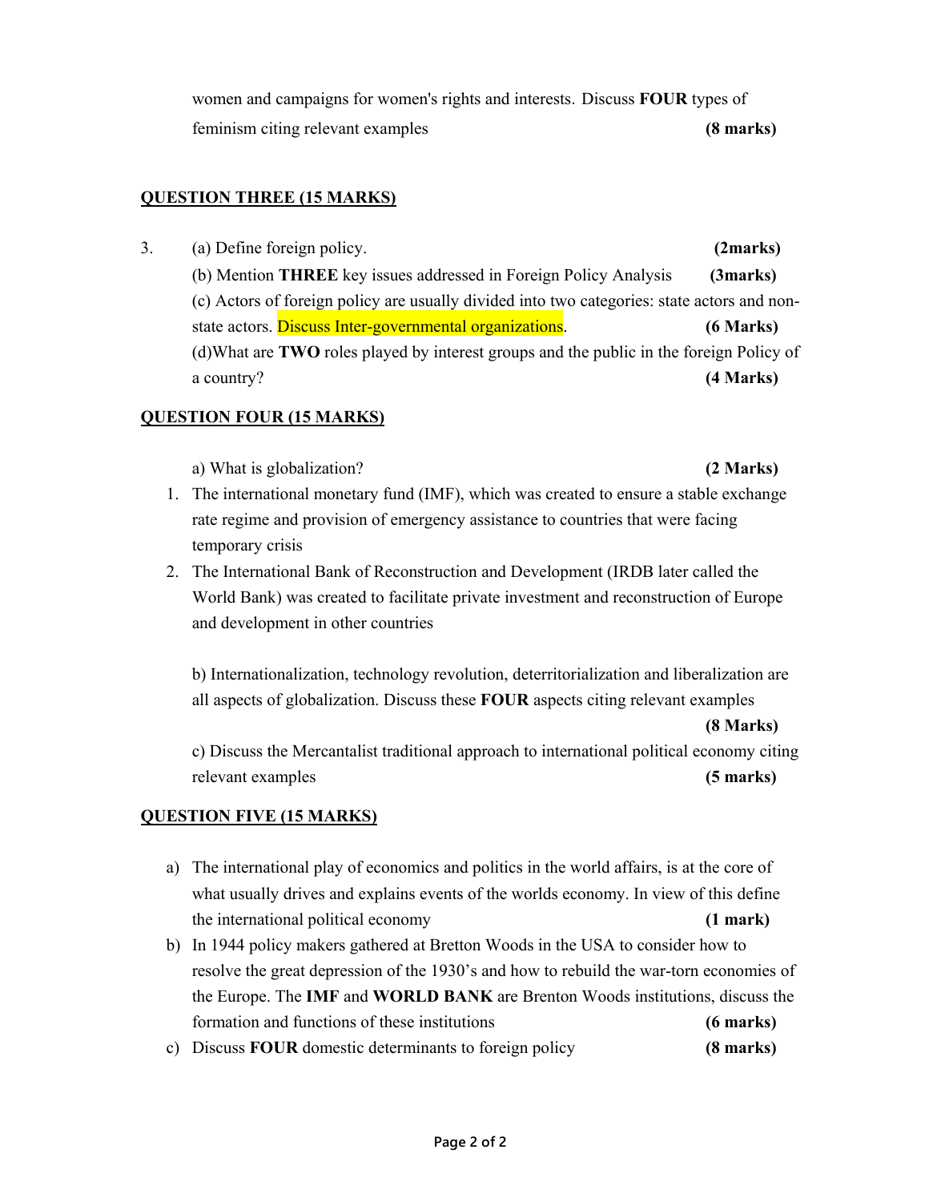women and campaigns for women's rights and interests. Discuss **FOUR** types of feminism citing relevant examples **(8 marks)**

## QUESTION THREE (15 MARKS)

3. (a) Define foreign policy. **(2marks)**

   (b) Mention **THREE** key issues addressed in Foreign Policy Analysis **(3marks)**

   (c) Actors of foreign policy are usually divided into two categories: state actors and non-state actors. Discuss Inter-governmental organizations. **(6 Marks)**

   (d)What are **TWO** roles played by interest groups and the public in the foreign Policy of a country? **(4 Marks)**

## QUESTION FOUR (15 MARKS)

a) What is globalization? **(2 Marks)**

1. The international monetary fund (IMF), which was created to ensure a stable exchange rate regime and provision of emergency assistance to countries that were facing temporary crisis
2. The International Bank of Reconstruction and Development (IRDB later called the World Bank) was created to facilitate private investment and reconstruction of Europe and development in other countries

b) Internationalization, technology revolution, deterritorialization and liberalization are all aspects of globalization. Discuss these **FOUR** aspects citing relevant examples **(8 Marks)**

c) Discuss the Mercantalist traditional approach to international political economy citing relevant examples **(5 marks)**

## QUESTION FIVE (15 MARKS)

a) The international play of economics and politics in the world affairs, is at the core of what usually drives and explains events of the worlds economy. In view of this define the international political economy **(1 mark)**

b) In 1944 policy makers gathered at Bretton Woods in the USA to consider how to resolve the great depression of the 1930's and how to rebuild the war-torn economies of the Europe. The **IMF** and **WORLD BANK** are Brenton Woods institutions, discuss the formation and functions of these institutions **(6 marks)**

c) Discuss **FOUR** domestic determinants to foreign policy **(8 marks)**